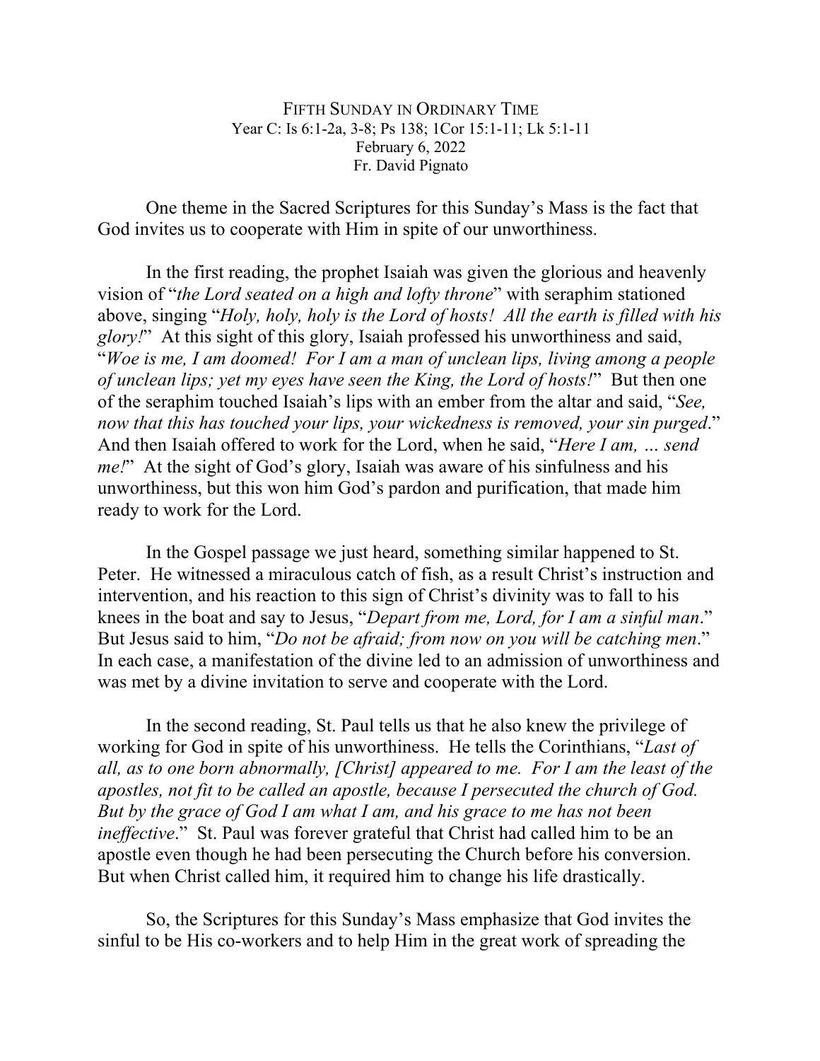FIFTH SUNDAY IN ORDINARY TIME
Year C: Is 6:1-2a, 3-8; Ps 138; 1Cor 15:1-11; Lk 5:1-11
February 6, 2022
Fr. David Pignato

One theme in the Sacred Scriptures for this Sunday's Mass is the fact that God invites us to cooperate with Him in spite of our unworthiness.

In the first reading, the prophet Isaiah was given the glorious and heavenly vision of "*the Lord seated on a high and lofty throne*" with seraphim stationed above, singing "*Holy, holy, holy is the Lord of hosts! All the earth is filled with his glory!*" At this sight of this glory, Isaiah professed his unworthiness and said, "*Woe is me, I am doomed! For I am a man of unclean lips, living among a people of unclean lips; yet my eyes have seen the King, the Lord of hosts!*" But then one of the seraphim touched Isaiah's lips with an ember from the altar and said, "*See, now that this has touched your lips, your wickedness is removed, your sin purged*." And then Isaiah offered to work for the Lord, when he said, "*Here I am, … send me!*" At the sight of God's glory, Isaiah was aware of his sinfulness and his unworthiness, but this won him God's pardon and purification, that made him ready to work for the Lord.

In the Gospel passage we just heard, something similar happened to St. Peter. He witnessed a miraculous catch of fish, as a result Christ's instruction and intervention, and his reaction to this sign of Christ's divinity was to fall to his knees in the boat and say to Jesus, "*Depart from me, Lord, for I am a sinful man*." But Jesus said to him, "*Do not be afraid; from now on you will be catching men*." In each case, a manifestation of the divine led to an admission of unworthiness and was met by a divine invitation to serve and cooperate with the Lord.

In the second reading, St. Paul tells us that he also knew the privilege of working for God in spite of his unworthiness. He tells the Corinthians, "*Last of all, as to one born abnormally, [Christ] appeared to me. For I am the least of the apostles, not fit to be called an apostle, because I persecuted the church of God. But by the grace of God I am what I am, and his grace to me has not been ineffective*." St. Paul was forever grateful that Christ had called him to be an apostle even though he had been persecuting the Church before his conversion. But when Christ called him, it required him to change his life drastically.

So, the Scriptures for this Sunday's Mass emphasize that God invites the sinful to be His co-workers and to help Him in the great work of spreading the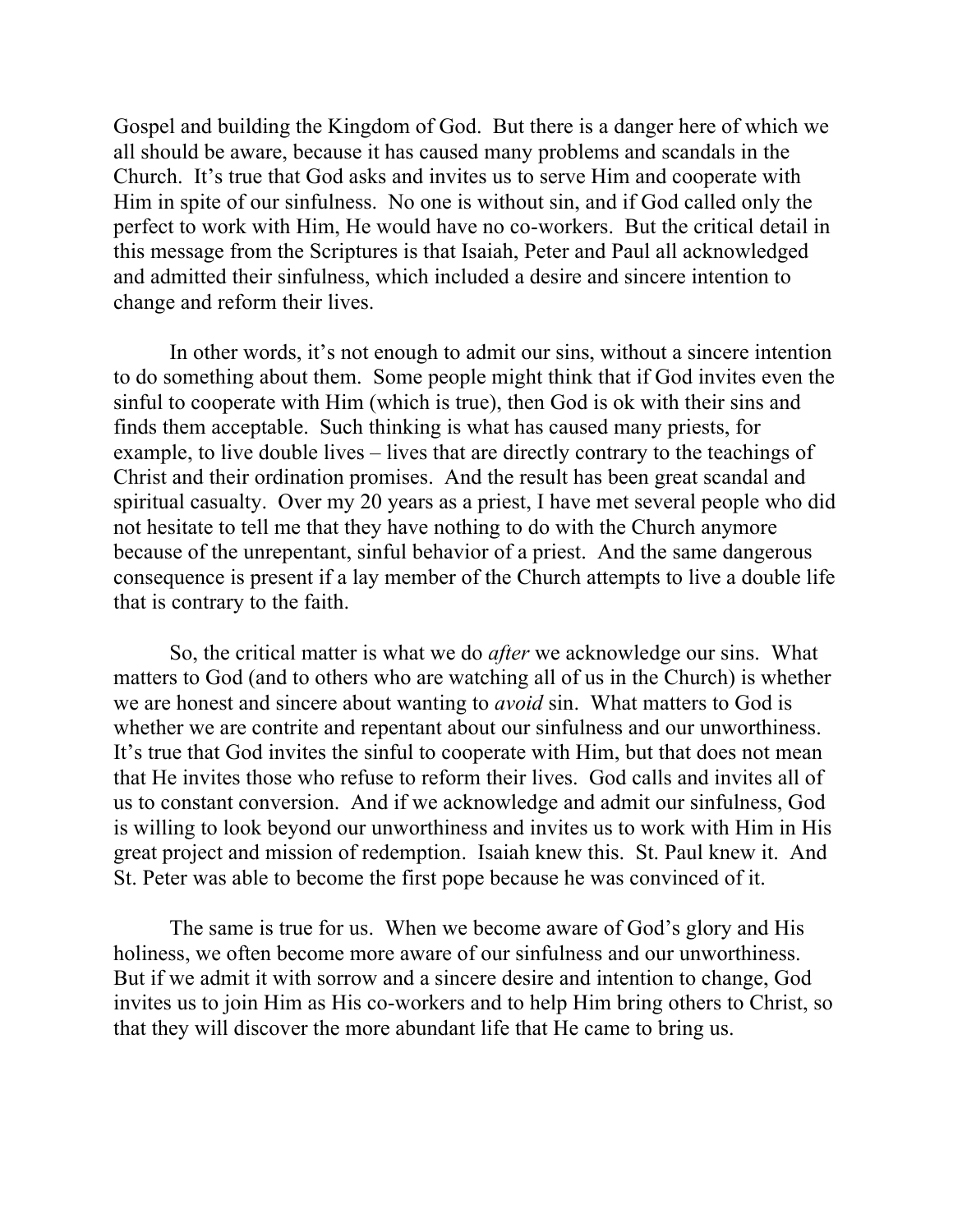Gospel and building the Kingdom of God. But there is a danger here of which we all should be aware, because it has caused many problems and scandals in the Church. It's true that God asks and invites us to serve Him and cooperate with Him in spite of our sinfulness. No one is without sin, and if God called only the perfect to work with Him, He would have no co-workers. But the critical detail in this message from the Scriptures is that Isaiah, Peter and Paul all acknowledged and admitted their sinfulness, which included a desire and sincere intention to change and reform their lives.

In other words, it's not enough to admit our sins, without a sincere intention to do something about them. Some people might think that if God invites even the sinful to cooperate with Him (which is true), then God is ok with their sins and finds them acceptable. Such thinking is what has caused many priests, for example, to live double lives – lives that are directly contrary to the teachings of Christ and their ordination promises. And the result has been great scandal and spiritual casualty. Over my 20 years as a priest, I have met several people who did not hesitate to tell me that they have nothing to do with the Church anymore because of the unrepentant, sinful behavior of a priest. And the same dangerous consequence is present if a lay member of the Church attempts to live a double life that is contrary to the faith.

So, the critical matter is what we do *after* we acknowledge our sins. What matters to God (and to others who are watching all of us in the Church) is whether we are honest and sincere about wanting to *avoid* sin. What matters to God is whether we are contrite and repentant about our sinfulness and our unworthiness. It's true that God invites the sinful to cooperate with Him, but that does not mean that He invites those who refuse to reform their lives. God calls and invites all of us to constant conversion. And if we acknowledge and admit our sinfulness, God is willing to look beyond our unworthiness and invites us to work with Him in His great project and mission of redemption. Isaiah knew this. St. Paul knew it. And St. Peter was able to become the first pope because he was convinced of it.

The same is true for us. When we become aware of God's glory and His holiness, we often become more aware of our sinfulness and our unworthiness. But if we admit it with sorrow and a sincere desire and intention to change, God invites us to join Him as His co-workers and to help Him bring others to Christ, so that they will discover the more abundant life that He came to bring us.